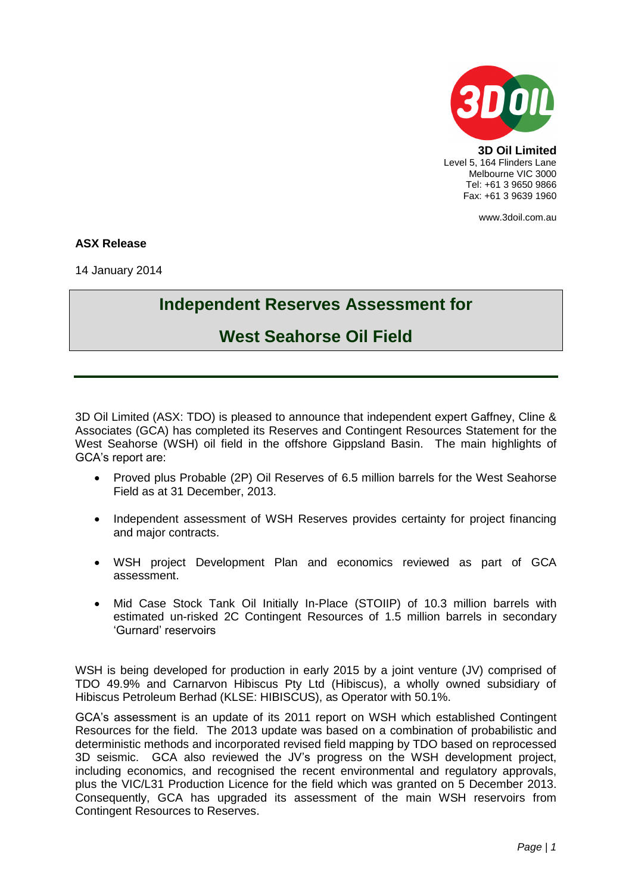**3D Oil Limited**
Level 5, 164 Flinders Lane
Melbourne VIC 3000
Tel: +61 3 9650 9866
Fax: +61 3 9639 1960

www.3doil.com.au

**ASX Release**

14 January 2014

# Independent Reserves Assessment for West Seahorse Oil Field

3D Oil Limited (ASX: TDO) is pleased to announce that independent expert Gaffney, Cline & Associates (GCA) has completed its Reserves and Contingent Resources Statement for the West Seahorse (WSH) oil field in the offshore Gippsland Basin. The main highlights of GCA's report are:

- Proved plus Probable (2P) Oil Reserves of 6.5 million barrels for the West Seahorse Field as at 31 December, 2013.
- Independent assessment of WSH Reserves provides certainty for project financing and major contracts.
- WSH project Development Plan and economics reviewed as part of GCA assessment.
- Mid Case Stock Tank Oil Initially In-Place (STOIIP) of 10.3 million barrels with estimated un-risked 2C Contingent Resources of 1.5 million barrels in secondary 'Gurnard' reservoirs

WSH is being developed for production in early 2015 by a joint venture (JV) comprised of TDO 49.9% and Carnarvon Hibiscus Pty Ltd (Hibiscus), a wholly owned subsidiary of Hibiscus Petroleum Berhad (KLSE: HIBISCUS), as Operator with 50.1%.

GCA's assessment is an update of its 2011 report on WSH which established Contingent Resources for the field. The 2013 update was based on a combination of probabilistic and deterministic methods and incorporated revised field mapping by TDO based on reprocessed 3D seismic. GCA also reviewed the JV's progress on the WSH development project, including economics, and recognised the recent environmental and regulatory approvals, plus the VIC/L31 Production Licence for the field which was granted on 5 December 2013. Consequently, GCA has upgraded its assessment of the main WSH reservoirs from Contingent Resources to Reserves.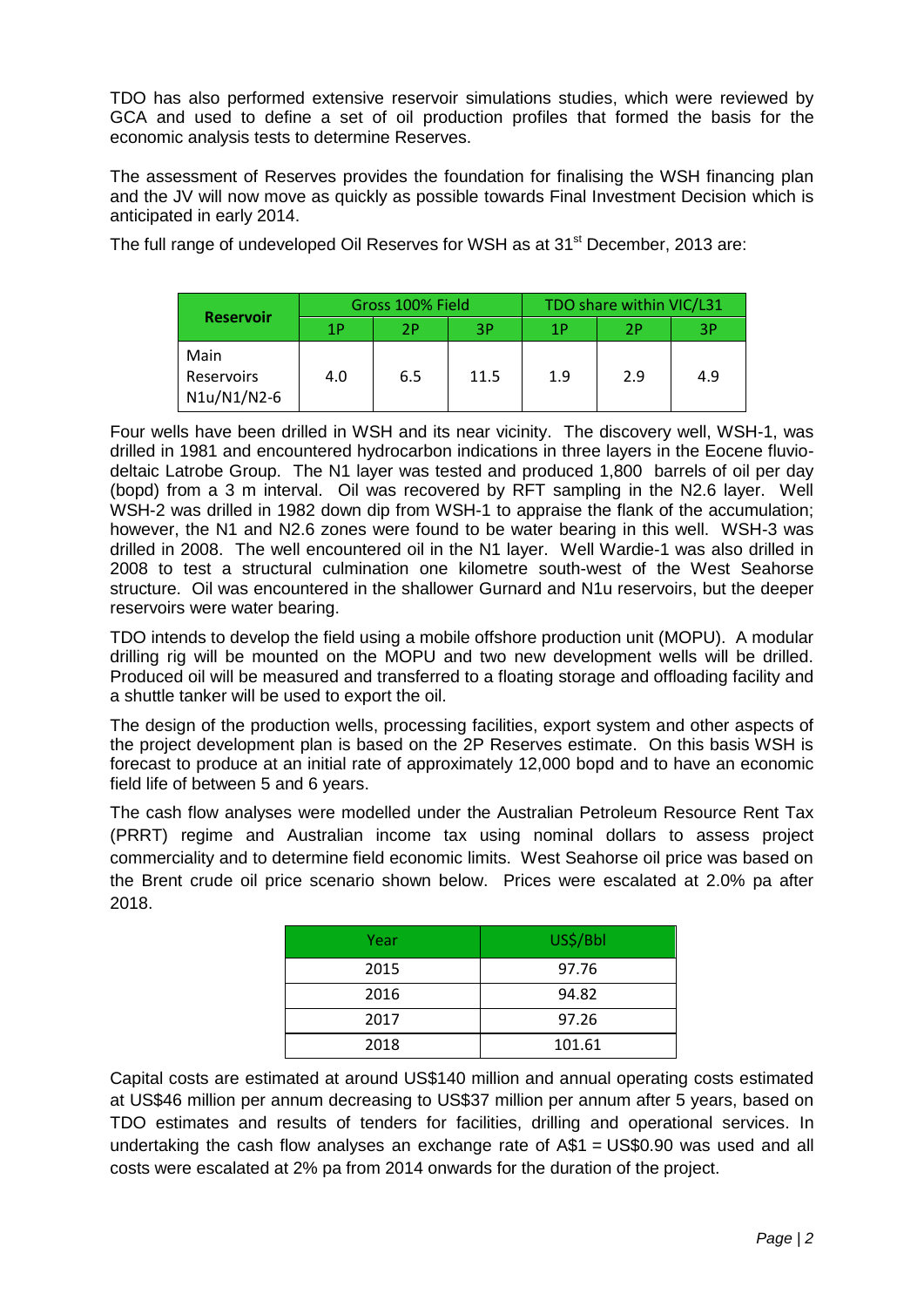TDO has also performed extensive reservoir simulations studies, which were reviewed by GCA and used to define a set of oil production profiles that formed the basis for the economic analysis tests to determine Reserves.

The assessment of Reserves provides the foundation for finalising the WSH financing plan and the JV will now move as quickly as possible towards Final Investment Decision which is anticipated in early 2014.

The full range of undeveloped Oil Reserves for WSH as at 31st December, 2013 are:

| Reservoir | Gross 100% Field | | | TDO share within VIC/L31 | | |
|---|---|---|---|---|---|---|
| | 1P | 2P | 3P | 1P | 2P | 3P |
| Main Reservoirs N1u/N1/N2-6 | 4.0 | 6.5 | 11.5 | 1.9 | 2.9 | 4.9 |

Four wells have been drilled in WSH and its near vicinity. The discovery well, WSH-1, was drilled in 1981 and encountered hydrocarbon indications in three layers in the Eocene fluvio-deltaic Latrobe Group. The N1 layer was tested and produced 1,800 barrels of oil per day (bopd) from a 3 m interval. Oil was recovered by RFT sampling in the N2.6 layer. Well WSH-2 was drilled in 1982 down dip from WSH-1 to appraise the flank of the accumulation; however, the N1 and N2.6 zones were found to be water bearing in this well. WSH-3 was drilled in 2008. The well encountered oil in the N1 layer. Well Wardie-1 was also drilled in 2008 to test a structural culmination one kilometre south-west of the West Seahorse structure. Oil was encountered in the shallower Gurnard and N1u reservoirs, but the deeper reservoirs were water bearing.

TDO intends to develop the field using a mobile offshore production unit (MOPU). A modular drilling rig will be mounted on the MOPU and two new development wells will be drilled. Produced oil will be measured and transferred to a floating storage and offloading facility and a shuttle tanker will be used to export the oil.

The design of the production wells, processing facilities, export system and other aspects of the project development plan is based on the 2P Reserves estimate. On this basis WSH is forecast to produce at an initial rate of approximately 12,000 bopd and to have an economic field life of between 5 and 6 years.

The cash flow analyses were modelled under the Australian Petroleum Resource Rent Tax (PRRT) regime and Australian income tax using nominal dollars to assess project commerciality and to determine field economic limits. West Seahorse oil price was based on the Brent crude oil price scenario shown below. Prices were escalated at 2.0% pa after 2018.

| Year | US$/Bbl |
|---|---|
| 2015 | 97.76 |
| 2016 | 94.82 |
| 2017 | 97.26 |
| 2018 | 101.61 |

Capital costs are estimated at around US$140 million and annual operating costs estimated at US$46 million per annum decreasing to US$37 million per annum after 5 years, based on TDO estimates and results of tenders for facilities, drilling and operational services. In undertaking the cash flow analyses an exchange rate of A$1 = US$0.90 was used and all costs were escalated at 2% pa from 2014 onwards for the duration of the project.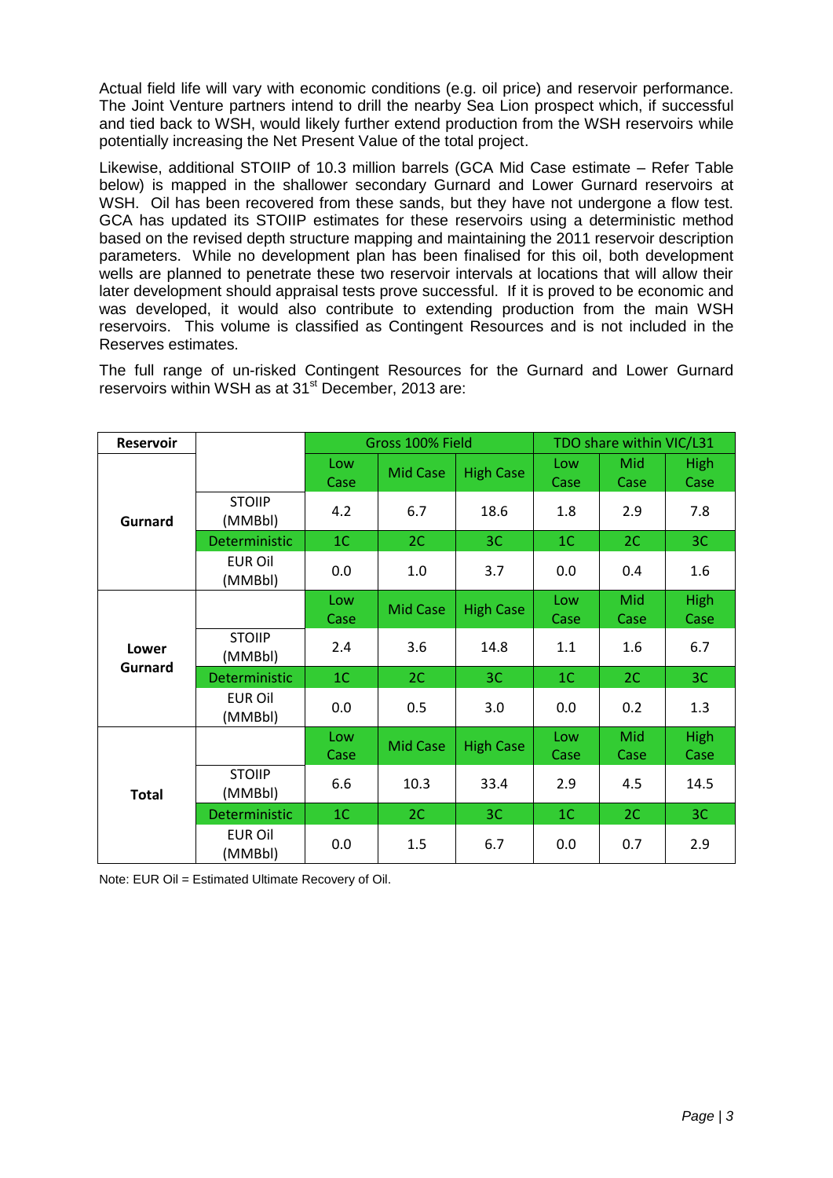Actual field life will vary with economic conditions (e.g. oil price) and reservoir performance. The Joint Venture partners intend to drill the nearby Sea Lion prospect which, if successful and tied back to WSH, would likely further extend production from the WSH reservoirs while potentially increasing the Net Present Value of the total project.

Likewise, additional STOIIP of 10.3 million barrels (GCA Mid Case estimate – Refer Table below) is mapped in the shallower secondary Gurnard and Lower Gurnard reservoirs at WSH. Oil has been recovered from these sands, but they have not undergone a flow test. GCA has updated its STOIIP estimates for these reservoirs using a deterministic method based on the revised depth structure mapping and maintaining the 2011 reservoir description parameters. While no development plan has been finalised for this oil, both development wells are planned to penetrate these two reservoir intervals at locations that will allow their later development should appraisal tests prove successful. If it is proved to be economic and was developed, it would also contribute to extending production from the main WSH reservoirs. This volume is classified as Contingent Resources and is not included in the Reserves estimates.

The full range of un-risked Contingent Resources for the Gurnard and Lower Gurnard reservoirs within WSH as at 31st December, 2013 are:

| Reservoir | | Gross 100% Field | | | TDO share within VIC/L31 | | |
|---|---|---|---|---|---|---|---|
| Gurnard | | Low Case | Mid Case | High Case | Low Case | Mid Case | High Case |
| | STOIIP (MMBbl) | 4.2 | 6.7 | 18.6 | 1.8 | 2.9 | 7.8 |
| | Deterministic | 1C | 2C | 3C | 1C | 2C | 3C |
| | EUR Oil (MMBbl) | 0.0 | 1.0 | 3.7 | 0.0 | 0.4 | 1.6 |
| Lower Gurnard | | Low Case | Mid Case | High Case | Low Case | Mid Case | High Case |
| | STOIIP (MMBbl) | 2.4 | 3.6 | 14.8 | 1.1 | 1.6 | 6.7 |
| | Deterministic | 1C | 2C | 3C | 1C | 2C | 3C |
| | EUR Oil (MMBbl) | 0.0 | 0.5 | 3.0 | 0.0 | 0.2 | 1.3 |
| Total | | Low Case | Mid Case | High Case | Low Case | Mid Case | High Case |
| | STOIIP (MMBbl) | 6.6 | 10.3 | 33.4 | 2.9 | 4.5 | 14.5 |
| | Deterministic | 1C | 2C | 3C | 1C | 2C | 3C |
| | EUR Oil (MMBbl) | 0.0 | 1.5 | 6.7 | 0.0 | 0.7 | 2.9 |

Note: EUR Oil = Estimated Ultimate Recovery of Oil.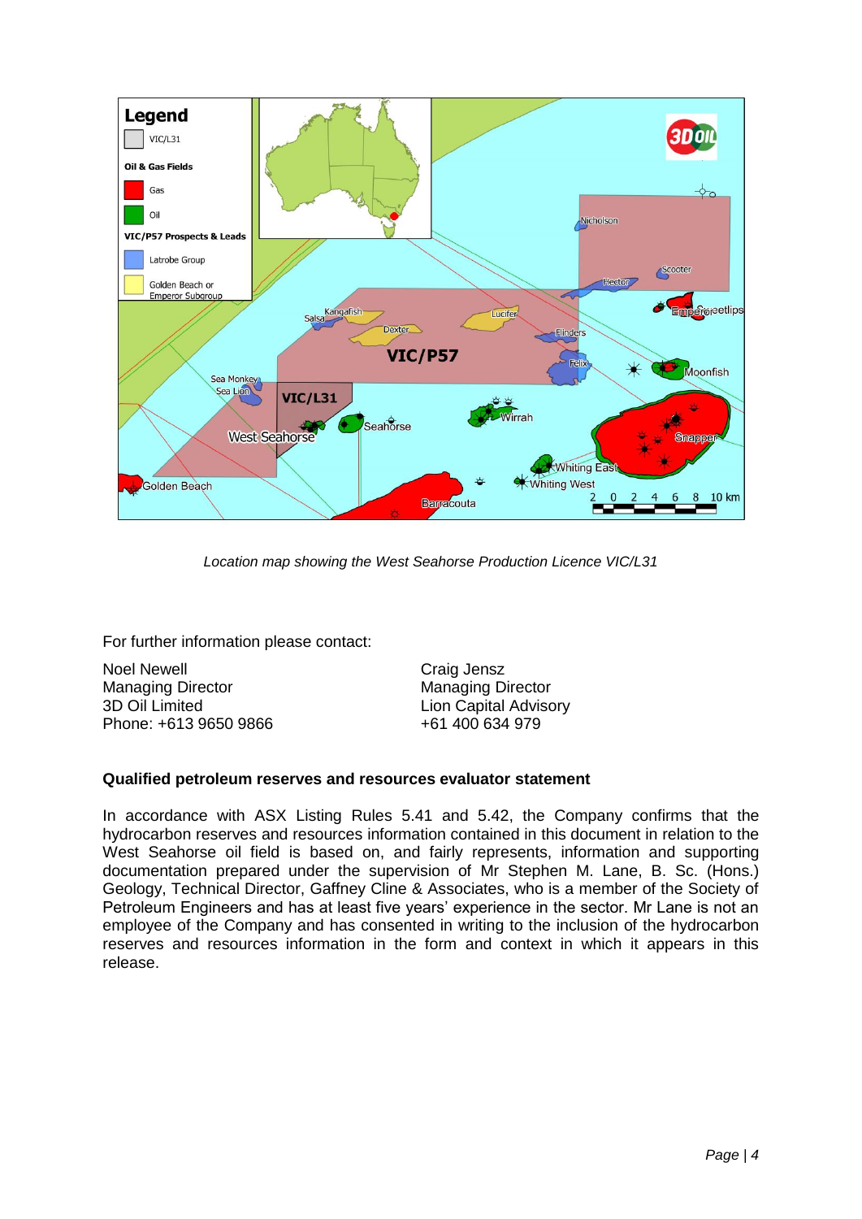*Location map showing the West Seahorse Production Licence VIC/L31*

For further information please contact:

Noel Newell
Managing Director
3D Oil Limited
Phone: +613 9650 9866

Craig Jensz
Managing Director
Lion Capital Advisory
+61 400 634 979

**Qualified petroleum reserves and resources evaluator statement**

In accordance with ASX Listing Rules 5.41 and 5.42, the Company confirms that the hydrocarbon reserves and resources information contained in this document in relation to the West Seahorse oil field is based on, and fairly represents, information and supporting documentation prepared under the supervision of Mr Stephen M. Lane, B. Sc. (Hons.) Geology, Technical Director, Gaffney Cline & Associates, who is a member of the Society of Petroleum Engineers and has at least five years' experience in the sector. Mr Lane is not an employee of the Company and has consented in writing to the inclusion of the hydrocarbon reserves and resources information in the form and context in which it appears in this release.